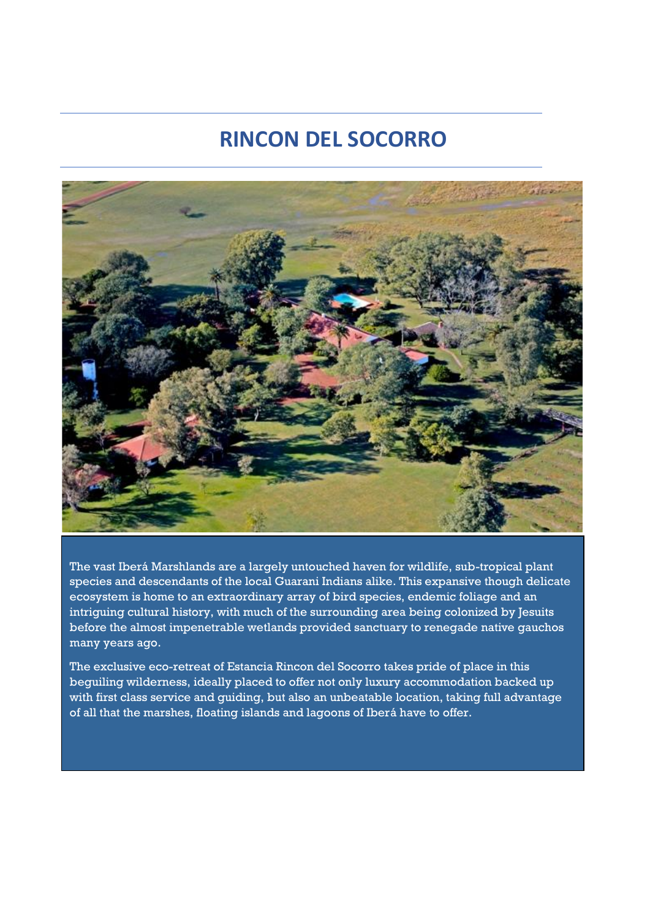# RINCON DEL SOCORRO

The vast Iberá Marshlands are a largely untouched haven for wildlife, sub-tropical plant species and descendants of the local Guarani Indians alike. This expansive though delicate ecosystem is home to an extraordinary array of bird species, endemic foliage and an intriguing cultural history, with much of the surrounding area being colonized by Jesuits before the almost impenetrable wetlands provided sanctuary to renegade native gauchos many years ago.

The exclusive eco-retreat of Estancia Rincon del Socorro takes pride of place in this beguiling wilderness, ideally placed to offer not only luxury accommodation backed up with first class service and guiding, but also an unbeatable location, taking full advantage of all that the marshes, floating islands and lagoons of Iberá have to offer.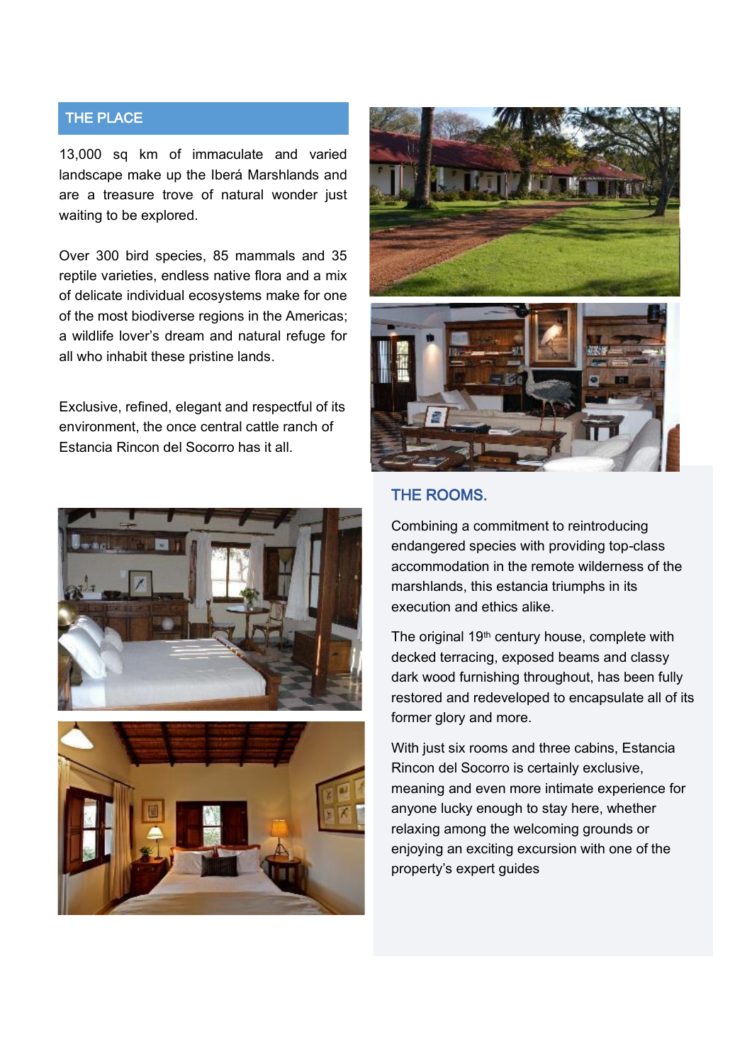## THE PLACE

13,000 sq km of immaculate and varied landscape make up the Iberá Marshlands and are a treasure trove of natural wonder just waiting to be explored.

Over 300 bird species, 85 mammals and 35 reptile varieties, endless native flora and a mix of delicate individual ecosystems make for one of the most biodiverse regions in the Americas; a wildlife lover's dream and natural refuge for all who inhabit these pristine lands.

Exclusive, refined, elegant and respectful of its environment, the once central cattle ranch of Estancia Rincon del Socorro has it all.

## THE ROOMS.

Combining a commitment to reintroducing endangered species with providing top-class accommodation in the remote wilderness of the marshlands, this estancia triumphs in its execution and ethics alike.

The original 19th century house, complete with decked terracing, exposed beams and classy dark wood furnishing throughout, has been fully restored and redeveloped to encapsulate all of its former glory and more.

With just six rooms and three cabins, Estancia Rincon del Socorro is certainly exclusive, meaning and even more intimate experience for anyone lucky enough to stay here, whether relaxing among the welcoming grounds or enjoying an exciting excursion with one of the property's expert guides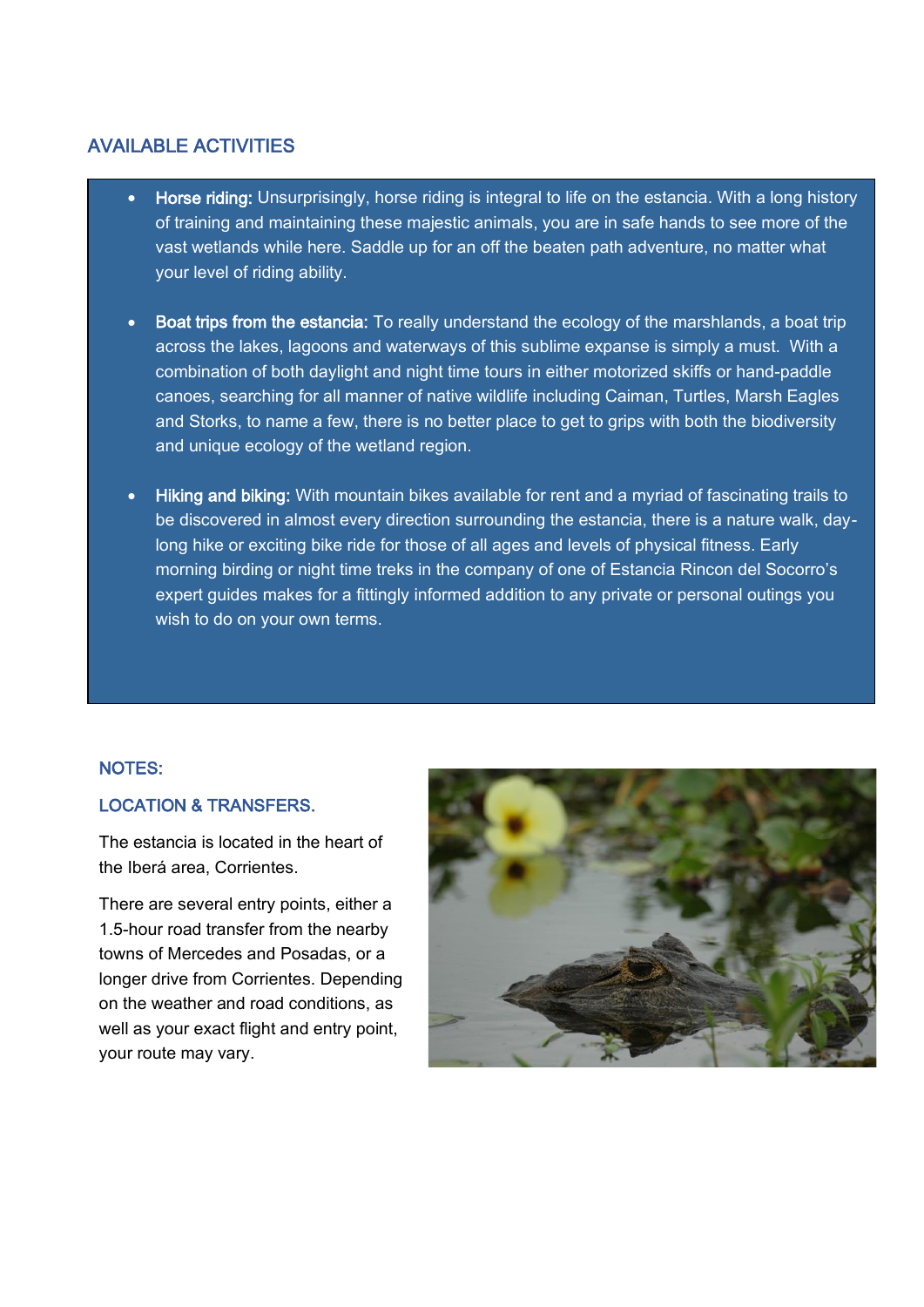## AVAILABLE ACTIVITIES

- **Horse riding:** Unsurprisingly, horse riding is integral to life on the estancia. With a long history of training and maintaining these majestic animals, you are in safe hands to see more of the vast wetlands while here. Saddle up for an off the beaten path adventure, no matter what your level of riding ability.

- **Boat trips from the estancia:** To really understand the ecology of the marshlands, a boat trip across the lakes, lagoons and waterways of this sublime expanse is simply a must. With a combination of both daylight and night time tours in either motorized skiffs or hand-paddle canoes, searching for all manner of native wildlife including Caiman, Turtles, Marsh Eagles and Storks, to name a few, there is no better place to get to grips with both the biodiversity and unique ecology of the wetland region.

- **Hiking and biking:** With mountain bikes available for rent and a myriad of fascinating trails to be discovered in almost every direction surrounding the estancia, there is a nature walk, day-long hike or exciting bike ride for those of all ages and levels of physical fitness. Early morning birding or night time treks in the company of one of Estancia Rincon del Socorro's expert guides makes for a fittingly informed addition to any private or personal outings you wish to do on your own terms.

### NOTES:

### LOCATION & TRANSFERS.

The estancia is located in the heart of the Iberá area, Corrientes.

There are several entry points, either a 1.5-hour road transfer from the nearby towns of Mercedes and Posadas, or a longer drive from Corrientes. Depending on the weather and road conditions, as well as your exact flight and entry point, your route may vary.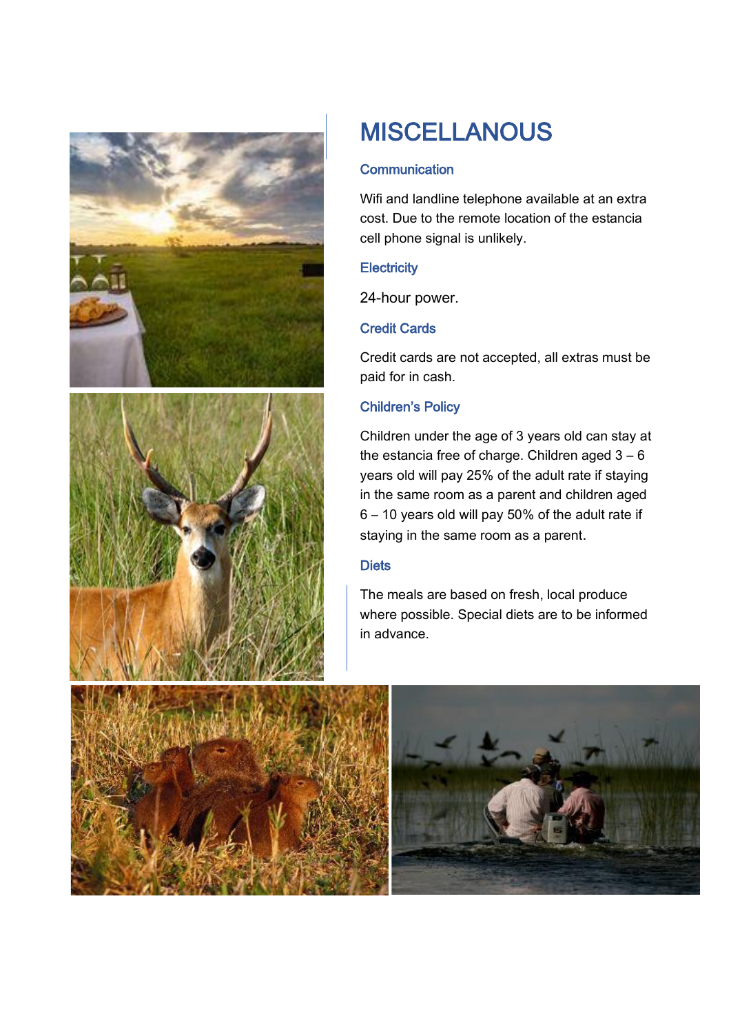# MISCELLANOUS

### Communication

Wifi and landline telephone available at an extra cost. Due to the remote location of the estancia cell phone signal is unlikely.

### Electricity

24-hour power.

### Credit Cards

Credit cards are not accepted, all extras must be paid for in cash.

### Children's Policy

Children under the age of 3 years old can stay at the estancia free of charge. Children aged 3 – 6 years old will pay 25% of the adult rate if staying in the same room as a parent and children aged 6 – 10 years old will pay 50% of the adult rate if staying in the same room as a parent.

### Diets

The meals are based on fresh, local produce where possible. Special diets are to be informed in advance.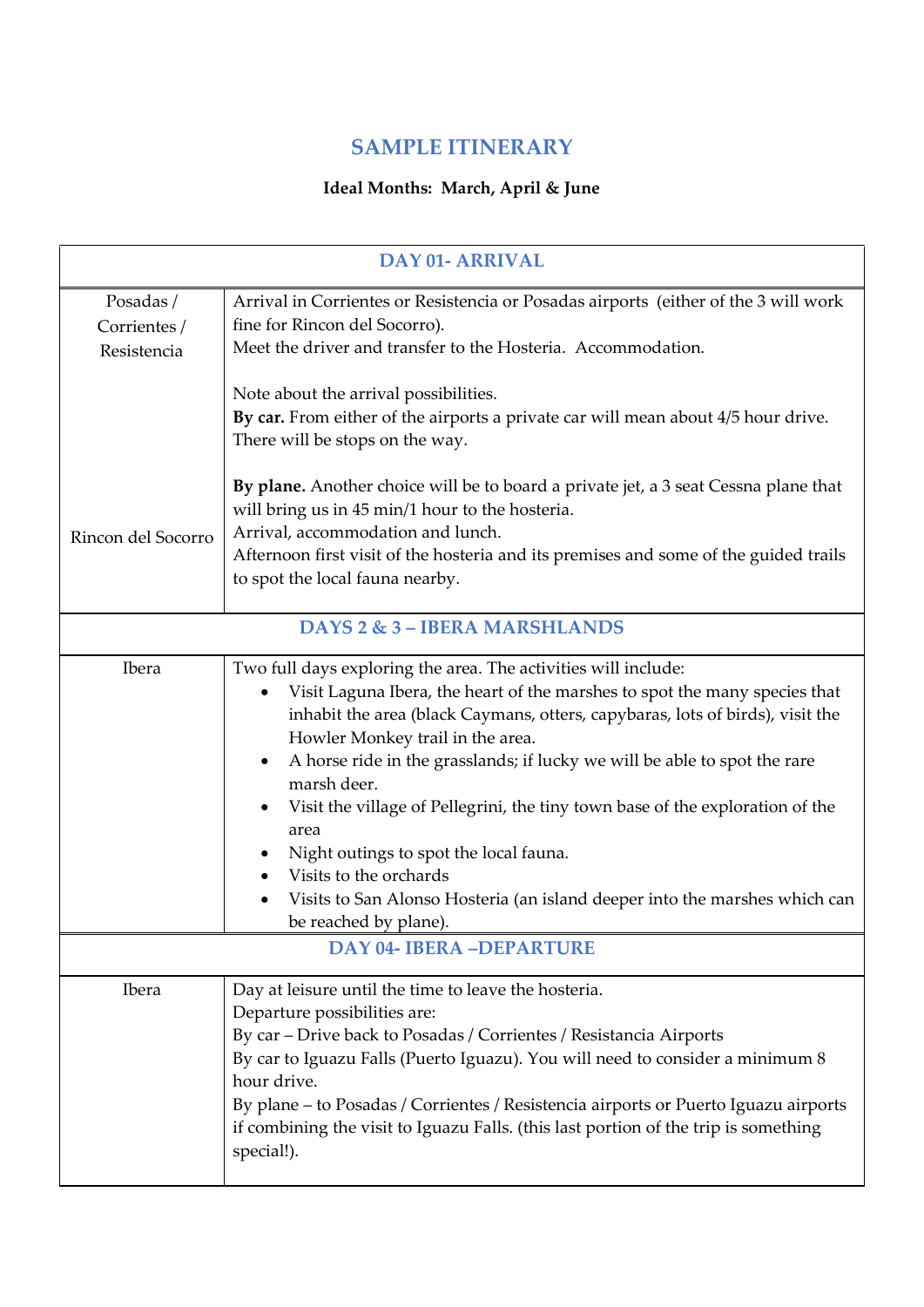# SAMPLE ITINERARY

**Ideal Months: March, April & June**

| | |
|---|---|
| **DAY 01- ARRIVAL** | |
| Posadas / Corrientes / Resistencia<br><br>Rincon del Socorro | Arrival in Corrientes or Resistencia or Posadas airports (either of the 3 will work fine for Rincon del Socorro).<br>Meet the driver and transfer to the Hosteria. Accommodation.<br><br>Note about the arrival possibilities.<br>**By car.** From either of the airports a private car will mean about 4/5 hour drive. There will be stops on the way.<br><br>**By plane.** Another choice will be to board a private jet, a 3 seat Cessna plane that will bring us in 45 min/1 hour to the hosteria.<br>Arrival, accommodation and lunch.<br>Afternoon first visit of the hosteria and its premises and some of the guided trails to spot the local fauna nearby. |
| **DAYS 2 & 3 – IBERA MARSHLANDS** | |
| Ibera | Two full days exploring the area. The activities will include:<br>• Visit Laguna Ibera, the heart of the marshes to spot the many species that inhabit the area (black Caymans, otters, capybaras, lots of birds), visit the Howler Monkey trail in the area.<br>• A horse ride in the grasslands; if lucky we will be able to spot the rare marsh deer.<br>• Visit the village of Pellegrini, the tiny town base of the exploration of the area<br>• Night outings to spot the local fauna.<br>• Visits to the orchards<br>• Visits to San Alonso Hosteria (an island deeper into the marshes which can be reached by plane). |
| **DAY 04- IBERA –DEPARTURE** | |
| Ibera | Day at leisure until the time to leave the hosteria.<br>Departure possibilities are:<br>By car – Drive back to Posadas / Corrientes / Resistancia Airports<br>By car to Iguazu Falls (Puerto Iguazu). You will need to consider a minimum 8 hour drive.<br>By plane – to Posadas / Corrientes / Resistencia airports or Puerto Iguazu airports if combining the visit to Iguazu Falls. (this last portion of the trip is something special!). |